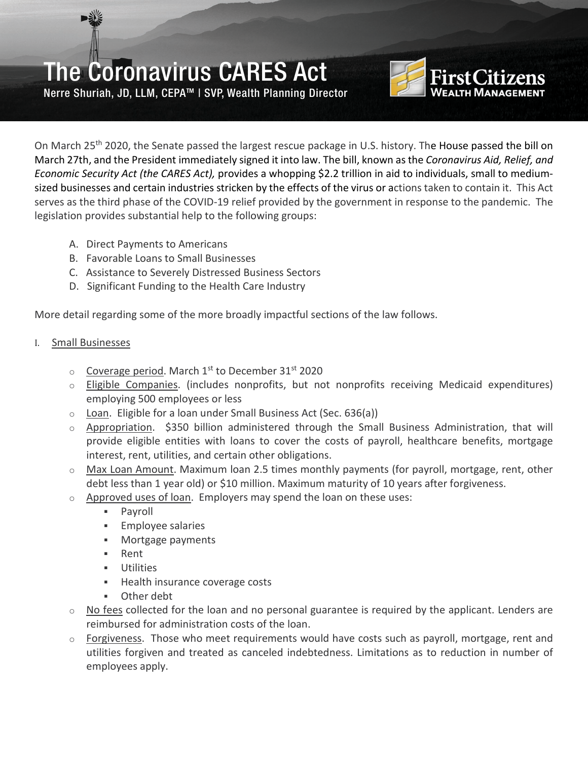# The Coronavirus CARES Act

Nerre Shuriah, JD, LLM, CEPA™ | SVP, Wealth Planning Director

First Citizens Wealth Management

On March 25th 2020, the Senate passed the largest rescue package in U.S. history. The House passed the bill on March 27th, and the President immediately signed it into law. The bill, known as the *Coronavirus Aid, Relief, and Economic Security Act (the CARES Act),* provides a whopping $2.2 trillion in aid to individuals, small to medium-sized businesses and certain industries stricken by the effects of the virus or actions taken to contain it. This Act serves as the third phase of the COVID-19 relief provided by the government in response to the pandemic. The legislation provides substantial help to the following groups:

A. Direct Payments to Americans
B. Favorable Loans to Small Businesses
C. Assistance to Severely Distressed Business Sectors
D. Significant Funding to the Health Care Industry

More detail regarding some of the more broadly impactful sections of the law follows.

I. Small Businesses

- Coverage period. March 1st to December 31st 2020
- Eligible Companies. (includes nonprofits, but not nonprofits receiving Medicaid expenditures) employing 500 employees or less
- Loan. Eligible for a loan under Small Business Act (Sec. 636(a))
- Appropriation. $350 billion administered through the Small Business Administration, that will provide eligible entities with loans to cover the costs of payroll, healthcare benefits, mortgage interest, rent, utilities, and certain other obligations.
- Max Loan Amount. Maximum loan 2.5 times monthly payments (for payroll, mortgage, rent, other debt less than 1 year old) or $10 million. Maximum maturity of 10 years after forgiveness.
- Approved uses of loan. Employers may spend the loan on these uses:
  - Payroll
  - Employee salaries
  - Mortgage payments
  - Rent
  - Utilities
  - Health insurance coverage costs
  - Other debt
- No fees collected for the loan and no personal guarantee is required by the applicant. Lenders are reimbursed for administration costs of the loan.
- Forgiveness. Those who meet requirements would have costs such as payroll, mortgage, rent and utilities forgiven and treated as canceled indebtedness. Limitations as to reduction in number of employees apply.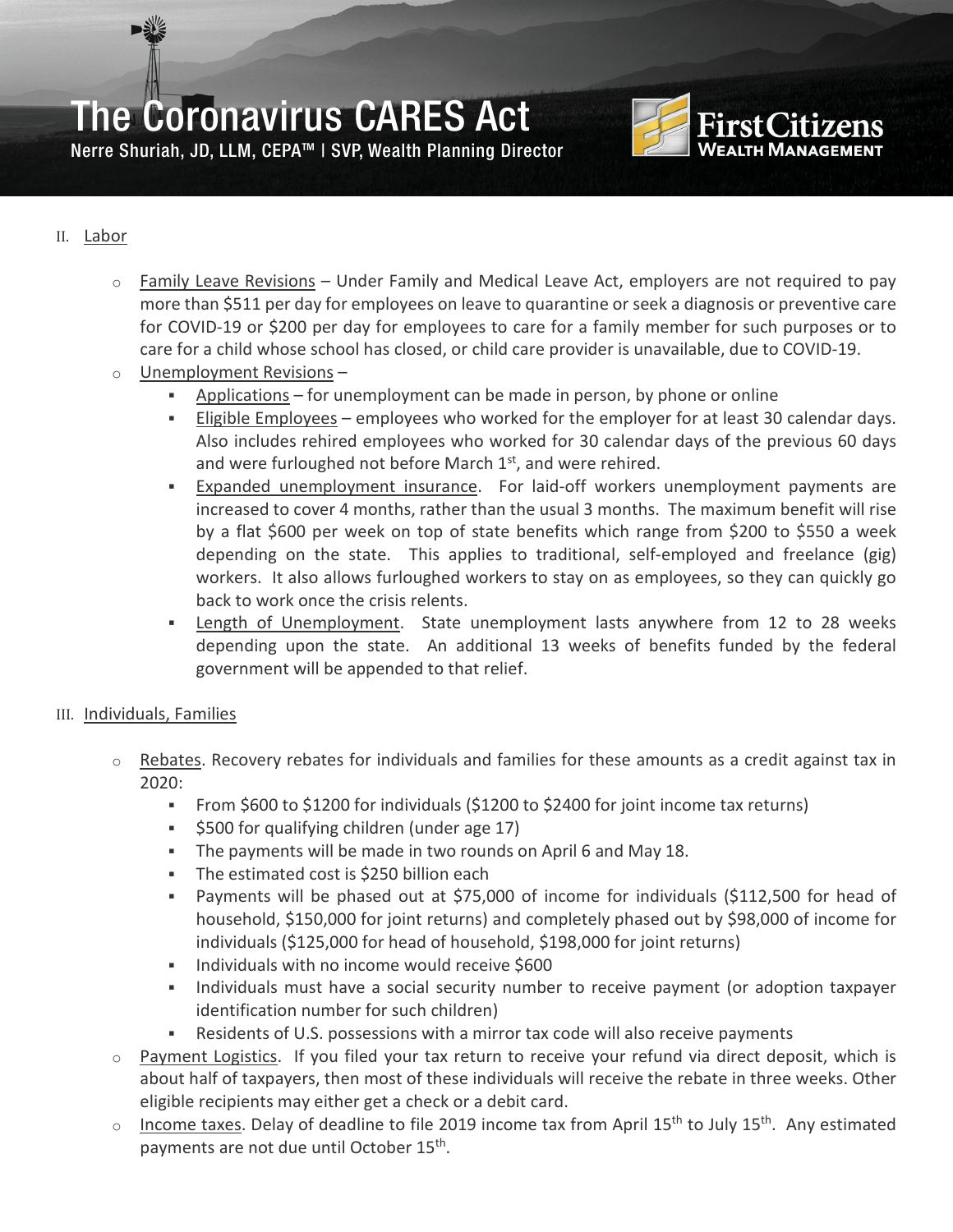## II. Labor

- Family Leave Revisions – Under Family and Medical Leave Act, employers are not required to pay more than $511 per day for employees on leave to quarantine or seek a diagnosis or preventive care for COVID-19 or $200 per day for employees to care for a family member for such purposes or to care for a child whose school has closed, or child care provider is unavailable, due to COVID-19.
- Unemployment Revisions –
  - Applications – for unemployment can be made in person, by phone or online
  - Eligible Employees – employees who worked for the employer for at least 30 calendar days. Also includes rehired employees who worked for 30 calendar days of the previous 60 days and were furloughed not before March 1st, and were rehired.
  - Expanded unemployment insurance. For laid-off workers unemployment payments are increased to cover 4 months, rather than the usual 3 months. The maximum benefit will rise by a flat $600 per week on top of state benefits which range from $200 to $550 a week depending on the state. This applies to traditional, self-employed and freelance (gig) workers. It also allows furloughed workers to stay on as employees, so they can quickly go back to work once the crisis relents.
  - Length of Unemployment. State unemployment lasts anywhere from 12 to 28 weeks depending upon the state. An additional 13 weeks of benefits funded by the federal government will be appended to that relief.

## III. Individuals, Families

- Rebates. Recovery rebates for individuals and families for these amounts as a credit against tax in 2020:
  - From $600 to $1200 for individuals ($1200 to $2400 for joint income tax returns)
  - $500 for qualifying children (under age 17)
  - The payments will be made in two rounds on April 6 and May 18.
  - The estimated cost is $250 billion each
  - Payments will be phased out at $75,000 of income for individuals ($112,500 for head of household, $150,000 for joint returns) and completely phased out by $98,000 of income for individuals ($125,000 for head of household, $198,000 for joint returns)
  - Individuals with no income would receive $600
  - Individuals must have a social security number to receive payment (or adoption taxpayer identification number for such children)
  - Residents of U.S. possessions with a mirror tax code will also receive payments
- Payment Logistics. If you filed your tax return to receive your refund via direct deposit, which is about half of taxpayers, then most of these individuals will receive the rebate in three weeks. Other eligible recipients may either get a check or a debit card.
- Income taxes. Delay of deadline to file 2019 income tax from April 15th to July 15th. Any estimated payments are not due until October 15th.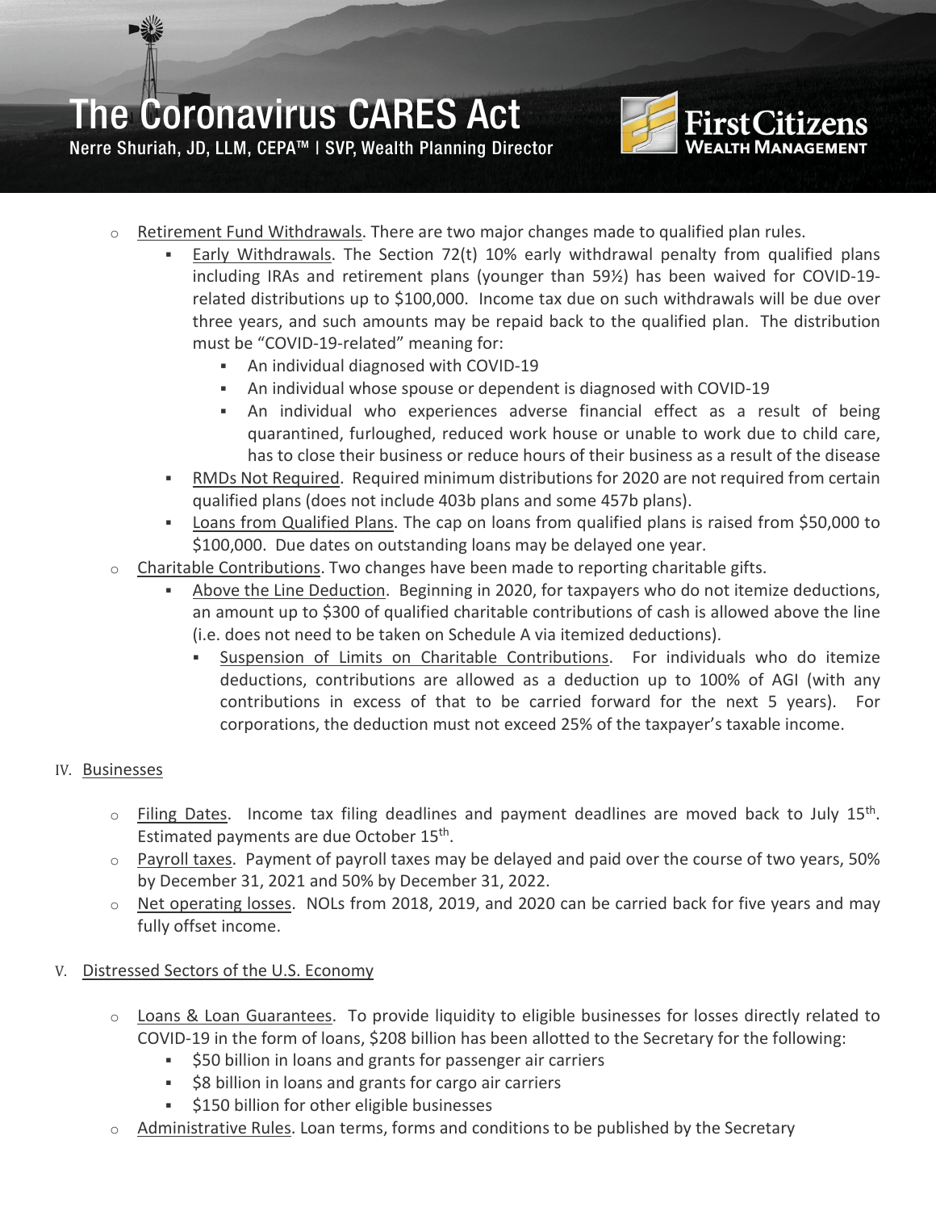- Retirement Fund Withdrawals. There are two major changes made to qualified plan rules.
  - Early Withdrawals. The Section 72(t) 10% early withdrawal penalty from qualified plans including IRAs and retirement plans (younger than 59½) has been waived for COVID-19-related distributions up to $100,000. Income tax due on such withdrawals will be due over three years, and such amounts may be repaid back to the qualified plan. The distribution must be "COVID-19-related" meaning for:
    - An individual diagnosed with COVID-19
    - An individual whose spouse or dependent is diagnosed with COVID-19
    - An individual who experiences adverse financial effect as a result of being quarantined, furloughed, reduced work house or unable to work due to child care, has to close their business or reduce hours of their business as a result of the disease
  - RMDs Not Required. Required minimum distributions for 2020 are not required from certain qualified plans (does not include 403b plans and some 457b plans).
  - Loans from Qualified Plans. The cap on loans from qualified plans is raised from $50,000 to $100,000. Due dates on outstanding loans may be delayed one year.
- Charitable Contributions. Two changes have been made to reporting charitable gifts.
  - Above the Line Deduction. Beginning in 2020, for taxpayers who do not itemize deductions, an amount up to $300 of qualified charitable contributions of cash is allowed above the line (i.e. does not need to be taken on Schedule A via itemized deductions).
    - Suspension of Limits on Charitable Contributions. For individuals who do itemize deductions, contributions are allowed as a deduction up to 100% of AGI (with any contributions in excess of that to be carried forward for the next 5 years). For corporations, the deduction must not exceed 25% of the taxpayer's taxable income.

## IV. Businesses

- Filing Dates. Income tax filing deadlines and payment deadlines are moved back to July 15th. Estimated payments are due October 15th.
- Payroll taxes. Payment of payroll taxes may be delayed and paid over the course of two years, 50% by December 31, 2021 and 50% by December 31, 2022.
- Net operating losses. NOLs from 2018, 2019, and 2020 can be carried back for five years and may fully offset income.

## V. Distressed Sectors of the U.S. Economy

- Loans & Loan Guarantees. To provide liquidity to eligible businesses for losses directly related to COVID-19 in the form of loans, $208 billion has been allotted to the Secretary for the following:
  - $50 billion in loans and grants for passenger air carriers
  - $8 billion in loans and grants for cargo air carriers
  - $150 billion for other eligible businesses
- Administrative Rules. Loan terms, forms and conditions to be published by the Secretary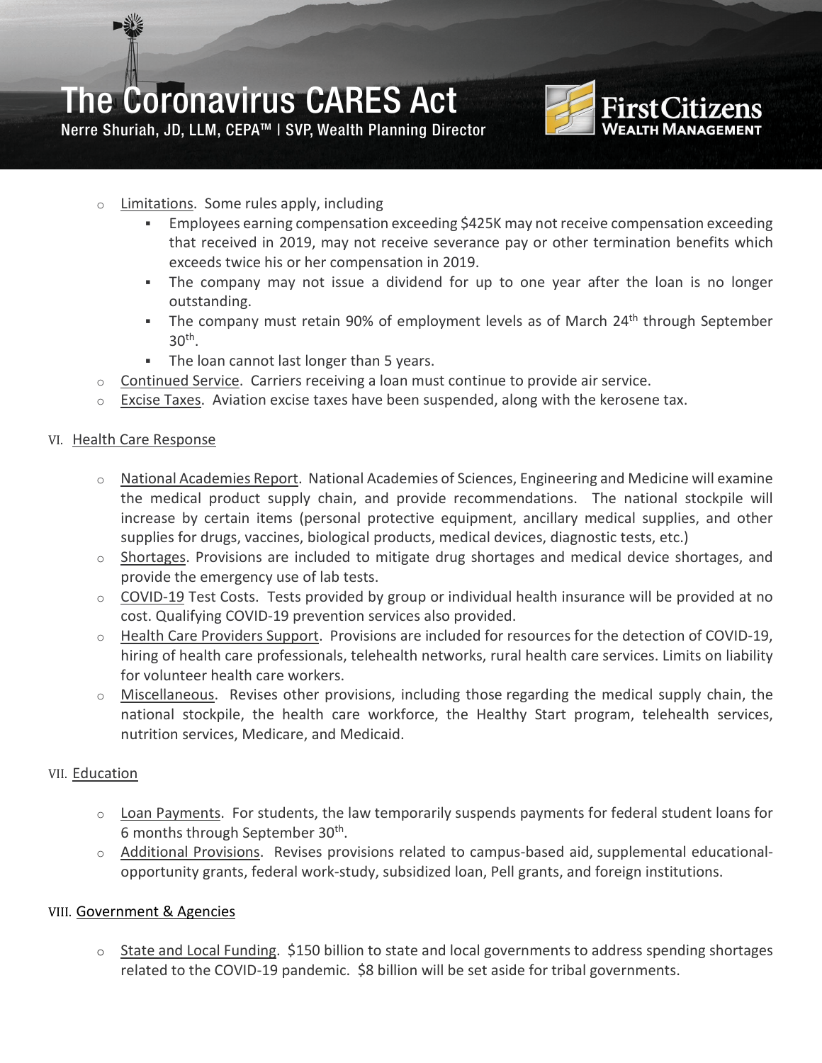- Limitations. Some rules apply, including
  - Employees earning compensation exceeding $425K may not receive compensation exceeding that received in 2019, may not receive severance pay or other termination benefits which exceeds twice his or her compensation in 2019.
  - The company may not issue a dividend for up to one year after the loan is no longer outstanding.
  - The company must retain 90% of employment levels as of March 24th through September 30th.
  - The loan cannot last longer than 5 years.
- Continued Service. Carriers receiving a loan must continue to provide air service.
- Excise Taxes. Aviation excise taxes have been suspended, along with the kerosene tax.

## VI. Health Care Response

- National Academies Report. National Academies of Sciences, Engineering and Medicine will examine the medical product supply chain, and provide recommendations. The national stockpile will increase by certain items (personal protective equipment, ancillary medical supplies, and other supplies for drugs, vaccines, biological products, medical devices, diagnostic tests, etc.)
- Shortages. Provisions are included to mitigate drug shortages and medical device shortages, and provide the emergency use of lab tests.
- COVID-19 Test Costs. Tests provided by group or individual health insurance will be provided at no cost. Qualifying COVID-19 prevention services also provided.
- Health Care Providers Support. Provisions are included for resources for the detection of COVID-19, hiring of health care professionals, telehealth networks, rural health care services. Limits on liability for volunteer health care workers.
- Miscellaneous. Revises other provisions, including those regarding the medical supply chain, the national stockpile, the health care workforce, the Healthy Start program, telehealth services, nutrition services, Medicare, and Medicaid.

## VII. Education

- Loan Payments. For students, the law temporarily suspends payments for federal student loans for 6 months through September 30th.
- Additional Provisions. Revises provisions related to campus-based aid, supplemental educational-opportunity grants, federal work-study, subsidized loan, Pell grants, and foreign institutions.

## VIII. Government & Agencies

- State and Local Funding. $150 billion to state and local governments to address spending shortages related to the COVID-19 pandemic. $8 billion will be set aside for tribal governments.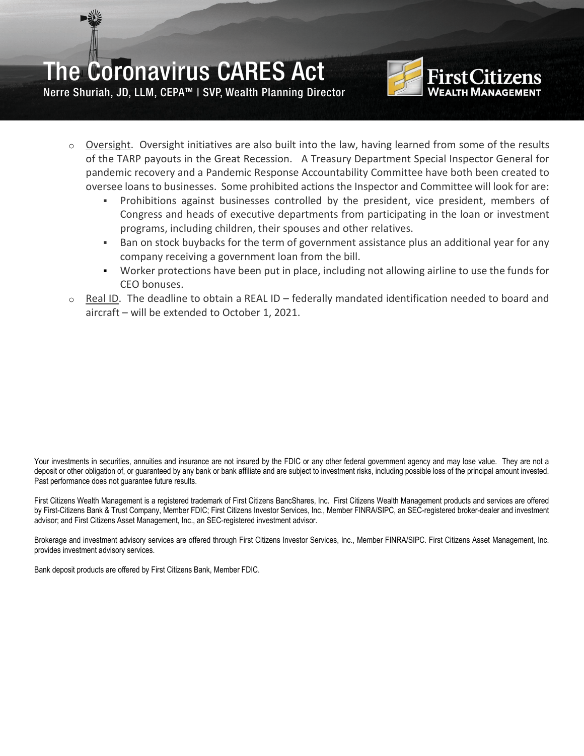- Oversight. Oversight initiatives are also built into the law, having learned from some of the results of the TARP payouts in the Great Recession. A Treasury Department Special Inspector General for pandemic recovery and a Pandemic Response Accountability Committee have both been created to oversee loans to businesses. Some prohibited actions the Inspector and Committee will look for are:
  - Prohibitions against businesses controlled by the president, vice president, members of Congress and heads of executive departments from participating in the loan or investment programs, including children, their spouses and other relatives.
  - Ban on stock buybacks for the term of government assistance plus an additional year for any company receiving a government loan from the bill.
  - Worker protections have been put in place, including not allowing airline to use the funds for CEO bonuses.
- Real ID. The deadline to obtain a REAL ID – federally mandated identification needed to board and aircraft – will be extended to October 1, 2021.

Your investments in securities, annuities and insurance are not insured by the FDIC or any other federal government agency and may lose value. They are not a deposit or other obligation of, or guaranteed by any bank or bank affiliate and are subject to investment risks, including possible loss of the principal amount invested. Past performance does not guarantee future results.

First Citizens Wealth Management is a registered trademark of First Citizens BancShares, Inc. First Citizens Wealth Management products and services are offered by First-Citizens Bank & Trust Company, Member FDIC; First Citizens Investor Services, Inc., Member FINRA/SIPC, an SEC-registered broker-dealer and investment advisor; and First Citizens Asset Management, Inc., an SEC-registered investment advisor.

Brokerage and investment advisory services are offered through First Citizens Investor Services, Inc., Member FINRA/SIPC. First Citizens Asset Management, Inc. provides investment advisory services.

Bank deposit products are offered by First Citizens Bank, Member FDIC.